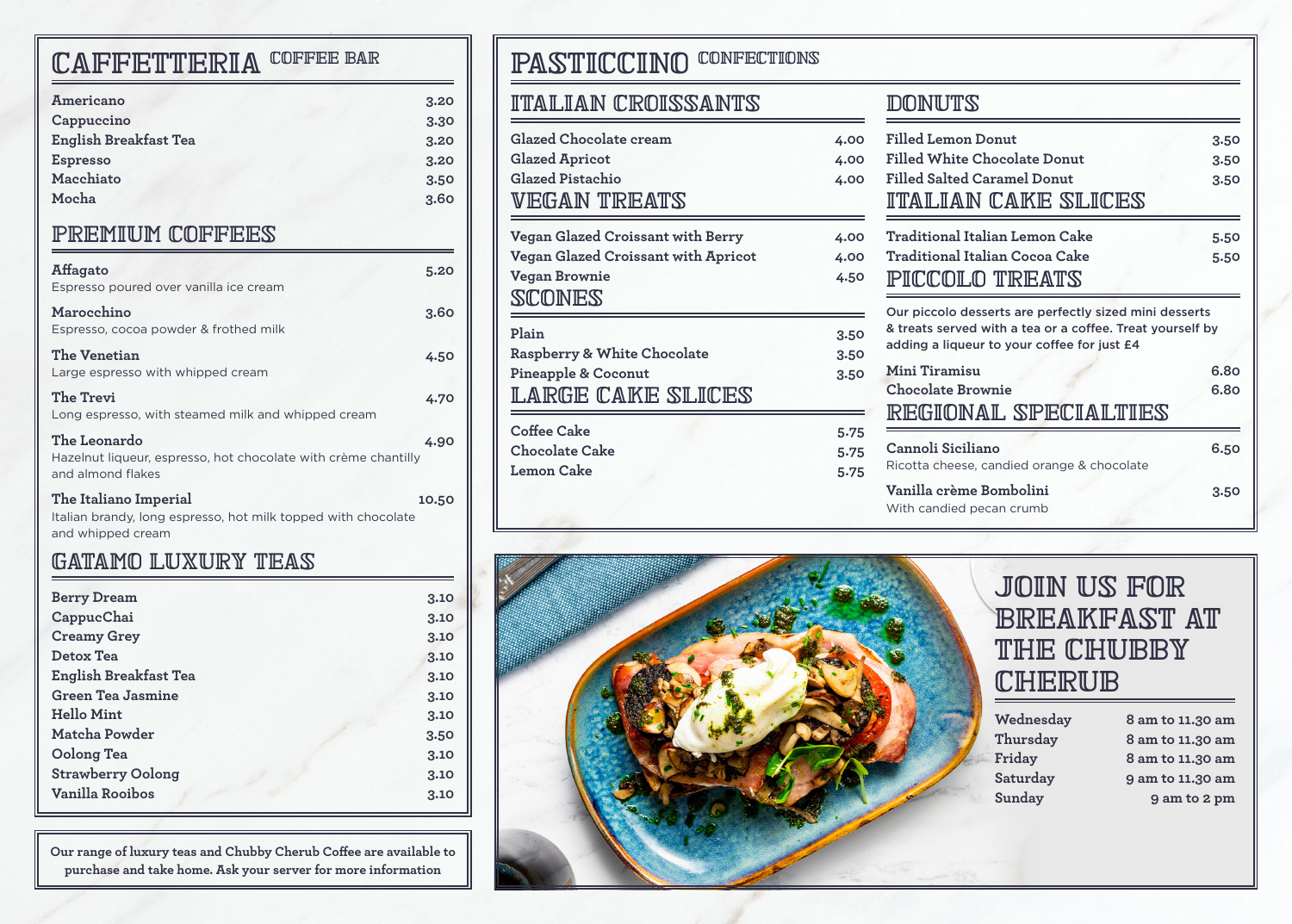# CAFFETTERIA COFFEE BAR

| Item | Price |
|---|---|
| Americano | 3.20 |
| Cappuccino | 3.30 |
| English Breakfast Tea | 3.20 |
| Espresso | 3.20 |
| Macchiato | 3.50 |
| Mocha | 3.60 |

## PREMIUM COFFEES

**Affagato** 5.20
Espresso poured over vanilla ice cream

**Marocchino** 3.60
Espresso, cocoa powder & frothed milk

**The Venetian** 4.50
Large espresso with whipped cream

**The Trevi** 4.70
Long espresso, with steamed milk and whipped cream

**The Leonardo** 4.90
Hazelnut liqueur, espresso, hot chocolate with crème chantilly and almond flakes

**The Italiano Imperial** 10.50
Italian brandy, long espresso, hot milk topped with chocolate and whipped cream

## GATAMO LUXURY TEAS

| Item | Price |
|---|---|
| Berry Dream | 3.10 |
| CappucChai | 3.10 |
| Creamy Grey | 3.10 |
| Detox Tea | 3.10 |
| English Breakfast Tea | 3.10 |
| Green Tea Jasmine | 3.10 |
| Hello Mint | 3.10 |
| Matcha Powder | 3.50 |
| Oolong Tea | 3.10 |
| Strawberry Oolong | 3.10 |
| Vanilla Rooibos | 3.10 |

**Our range of luxury teas and Chubby Cherub Coffee are available to purchase and take home. Ask your server for more information**

# PASTICCINO CONFECTIONS

## ITALIAN CROISSANTS

| Item | Price |
|---|---|
| Glazed Chocolate cream | 4.00 |
| Glazed Apricot | 4.00 |
| Glazed Pistachio | 4.00 |

## VEGAN TREATS

| Item | Price |
|---|---|
| Vegan Glazed Croissant with Berry | 4.00 |
| Vegan Glazed Croissant with Apricot | 4.00 |
| Vegan Brownie | 4.50 |

## SCONES

| Item | Price |
|---|---|
| Plain | 3.50 |
| Raspberry & White Chocolate | 3.50 |
| Pineapple & Coconut | 3.50 |

## LARGE CAKE SLICES

| Item | Price |
|---|---|
| Coffee Cake | 5.75 |
| Chocolate Cake | 5.75 |
| Lemon Cake | 5.75 |

## DONUTS

| Item | Price |
|---|---|
| Filled Lemon Donut | 3.50 |
| Filled White Chocolate Donut | 3.50 |
| Filled Salted Caramel Donut | 3.50 |

## ITALIAN CAKE SLICES

| Item | Price |
|---|---|
| Traditional Italian Lemon Cake | 5.50 |
| Traditional Italian Cocoa Cake | 5.50 |

## PICCOLO TREATS

Our piccolo desserts are perfectly sized mini desserts & treats served with a tea or a coffee. Treat yourself by adding a liqueur to your coffee for just £4

| Item | Price |
|---|---|
| Mini Tiramisu | 6.80 |
| Chocolate Brownie | 6.80 |

## REGIONAL SPECIALTIES

**Cannoli Siciliano** 6.50
Ricotta cheese, candied orange & chocolate

**Vanilla crème Bombolini** 3.50
With candied pecan crumb

# JOIN US FOR BREAKFAST AT THE CHUBBY CHERUB

| Day | Hours |
|---|---|
| Wednesday | 8 am to 11.30 am |
| Thursday | 8 am to 11.30 am |
| Friday | 8 am to 11.30 am |
| Saturday | 9 am to 11.30 am |
| Sunday | 9 am to 2 pm |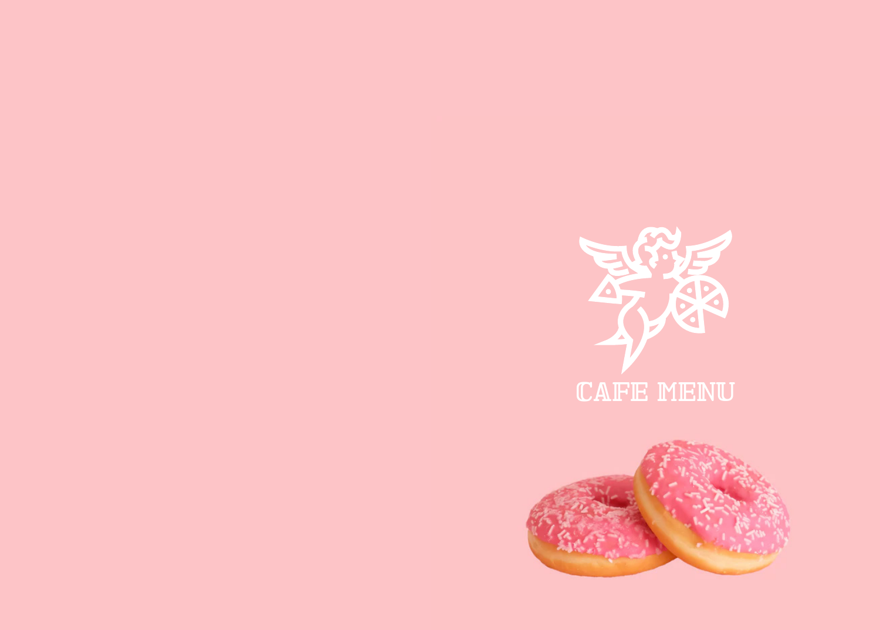# CAFE MENU